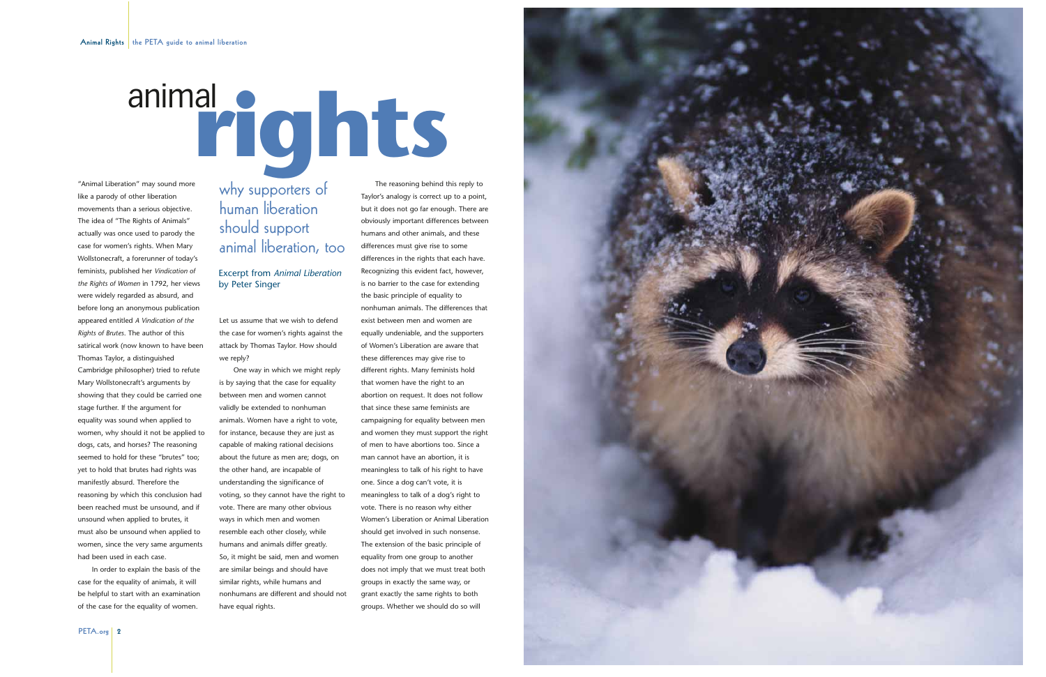# animal rights

## why supporters of human liberation should support animal liberation, too

### Excerpt from *Animal Liberation* by Peter Singer

"Animal Liberation" may sound more like a parody of other liberation movements than a serious objective. The idea of "The Rights of Animals" actually was once used to parody the case for women's rights. When Mary Wollstonecraft, a forerunner of today's feminists, published her *Vindication of the Rights of Women* in 1792, her views were widely regarded as absurd, and before long an anonymous publication appeared entitled *A Vindication of the Rights of Brutes*. The author of this satirical work (now known to have been Thomas Taylor, a distinguished Cambridge philosopher) tried to refute Mary Wollstonecraft's arguments by showing that they could be carried one stage further. If the argument for equality was sound when applied to women, why should it not be applied to dogs, cats, and horses? The reasoning seemed to hold for these "brutes" too; yet to hold that brutes had rights was manifestly absurd. Therefore the reasoning by which this conclusion had been reached must be unsound, and if unsound when applied to brutes, it must also be unsound when applied to women, since the very same arguments had been used in each case.

In order to explain the basis of the case for the equality of animals, it will be helpful to start with an examination of the case for the equality of women.

Let us assume that we wish to defend the case for women's rights against the attack by Thomas Taylor. How should we reply?

One way in which we might reply is by saying that the case for equality between men and women cannot validly be extended to nonhuman animals. Women have a right to vote, for instance, because they are just as capable of making rational decisions about the future as men are; dogs, on the other hand, are incapable of understanding the significance of voting, so they cannot have the right to vote. There are many other obvious ways in which men and women resemble each other closely, while humans and animals differ greatly. So, it might be said, men and women are similar beings and should have similar rights, while humans and nonhumans are different and should not have equal rights.

The reasoning behind this reply to Taylor's analogy is correct up to a point, but it does not go far enough. There are obviously important differences between humans and other animals, and these differences must give rise to some differences in the rights that each have. Recognizing this evident fact, however, is no barrier to the case for extending the basic principle of equality to nonhuman animals. The differences that exist between men and women are equally undeniable, and the supporters of Women's Liberation are aware that these differences may give rise to different rights. Many feminists hold that women have the right to an abortion on request. It does not follow that since these same feminists are campaigning for equality between men and women they must support the right of men to have abortions too. Since a man cannot have an abortion, it is meaningless to talk of his right to have one. Since a dog can't vote, it is meaningless to talk of a dog's right to vote. There is no reason why either Women's Liberation or Animal Liberation should get involved in such nonsense. The extension of the basic principle of equality from one group to another does not imply that we must treat both groups in exactly the same way, or grant exactly the same rights to both groups. Whether we should do so will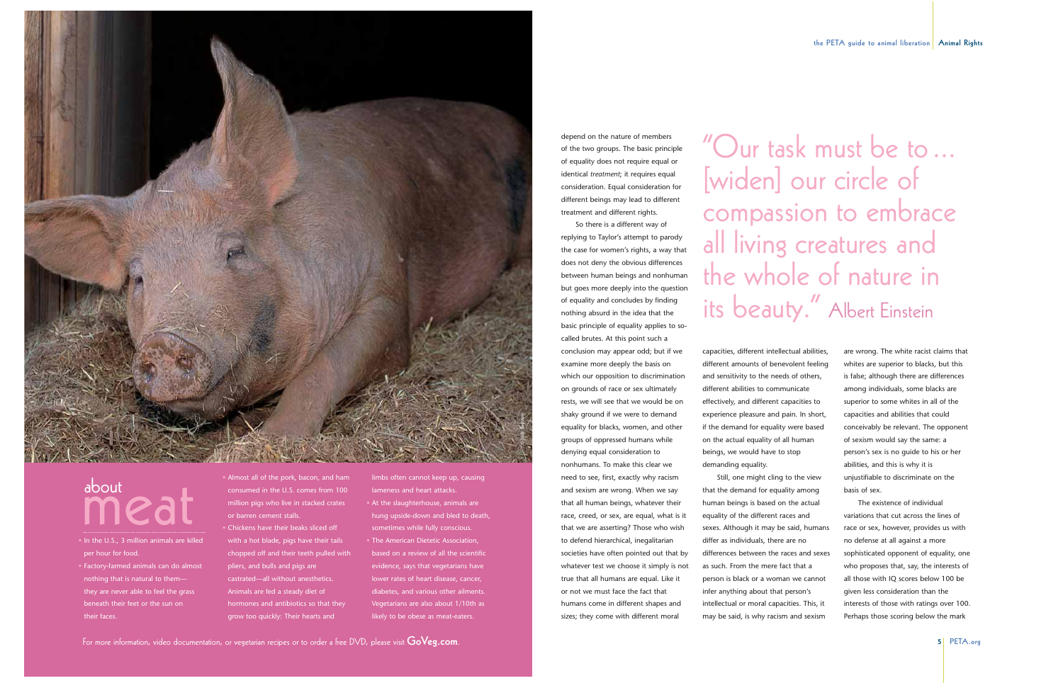## about meat

- In the U.S., 3 million animals are killed per hour for food.
- Factory-farmed animals can do almost nothing that is natural to them—they are never able to feel the grass beneath their feet or the sun on their faces.
- Almost all of the pork, bacon, and ham consumed in the U.S. comes from 100 million pigs who live in stacked crates or barren cement stalls.
- Chickens have their beaks sliced off with a hot blade, pigs have their tails chopped off and their teeth pulled with pliers, and bulls and pigs are castrated—all without anesthetics. Animals are fed a steady diet of hormones and antibiotics so that they grow too quickly: Their hearts and limbs often cannot keep up, causing lameness and heart attacks.
- At the slaughterhouse, animals are hung upside-down and bled to death, sometimes while fully conscious.
- The American Dietetic Association, based on a review of all the scientific evidence, says that vegetarians have lower rates of heart disease, cancer, diabetes, and various other ailments. Vegetarians are also about 1/10th as likely to be obese as meat-eaters.

For more information, video documentation, or vegetarian recipes or to order a free DVD, please visit **GoVeg.com**.

depend on the nature of members of the two groups. The basic principle of equality does not require equal or identical *treatment*; it requires equal consideration. Equal consideration for different beings may lead to different treatment and different rights.

So there is a different way of replying to Taylor's attempt to parody the case for women's rights, a way that does not deny the obvious differences between human beings and nonhuman but goes more deeply into the question of equality and concludes by finding nothing absurd in the idea that the basic principle of equality applies to so-called brutes. At this point such a conclusion may appear odd; but if we examine more deeply the basis on which our opposition to discrimination on grounds of race or sex ultimately rests, we will see that we would be on shaky ground if we were to demand equality for blacks, women, and other groups of oppressed humans while denying equal consideration to nonhumans. To make this clear we need to see, first, exactly why racism and sexism are wrong. When we say that all human beings, whatever their race, creed, or sex, are equal, what is it that we are asserting? Those who wish to defend hierarchical, inegalitarian societies have often pointed out that by whatever test we choose it simply is not true that all humans are equal. Like it or not we must face the fact that humans come in different shapes and sizes; they come with different moral

> "Our task must be to … [widen] our circle of compassion to embrace all living creatures and the whole of nature in its beauty." Albert Einstein

capacities, different intellectual abilities, different amounts of benevolent feeling and sensitivity to the needs of others, different abilities to communicate effectively, and different capacities to experience pleasure and pain. In short, if the demand for equality were based on the actual equality of all human beings, we would have to stop demanding equality.

Still, one might cling to the view that the demand for equality among human beings is based on the actual equality of the different races and sexes. Although it may be said, humans differ as individuals, there are no differences between the races and sexes as such. From the mere fact that a person is black or a woman we cannot infer anything about that person's intellectual or moral capacities. This, it may be said, is why racism and sexism are wrong. The white racist claims that whites are superior to blacks, but this is false; although there are differences among individuals, some blacks are superior to some whites in all of the capacities and abilities that could conceivably be relevant. The opponent of sexism would say the same: a person's sex is no guide to his or her abilities, and this is why it is unjustifiable to discriminate on the basis of sex.

The existence of individual variations that cut across the lines of race or sex, however, provides us with no defense at all against a more sophisticated opponent of equality, one who proposes that, say, the interests of all those with IQ scores below 100 be given less consideration than the interests of those with ratings over 100. Perhaps those scoring below the mark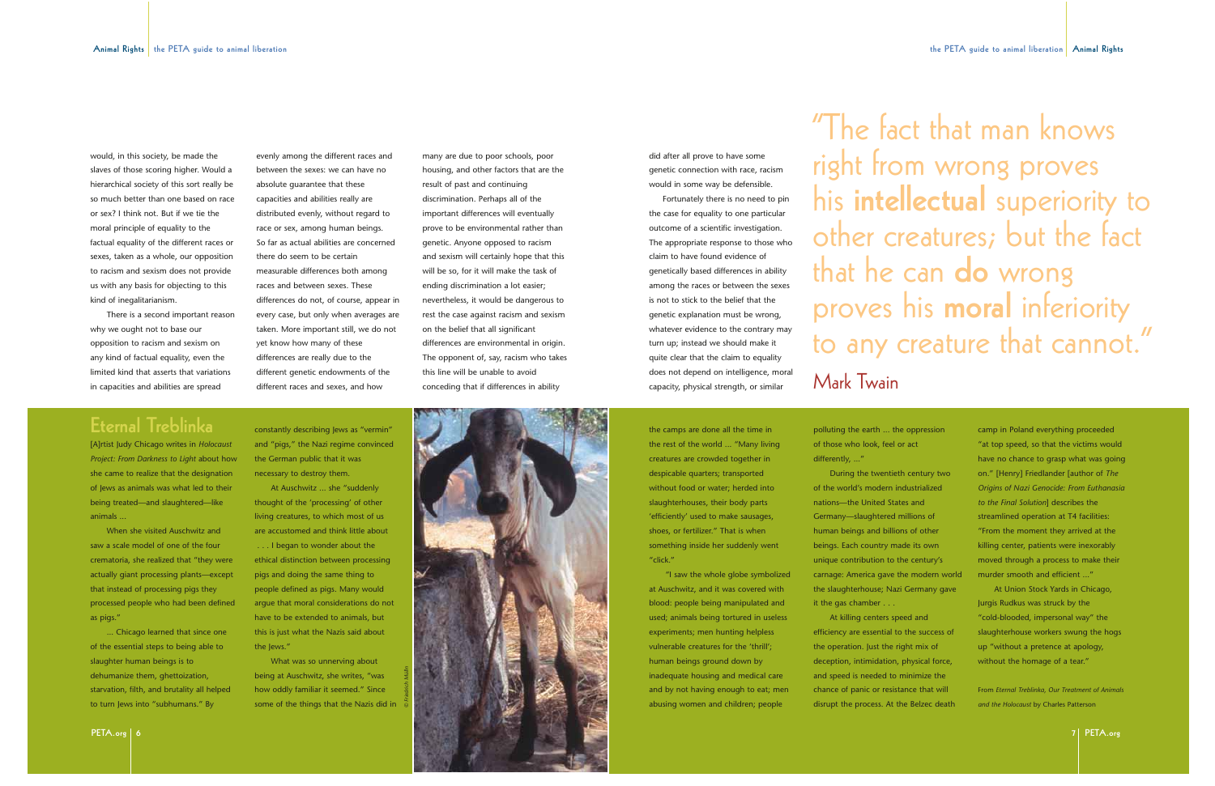would, in this society, be made the slaves of those scoring higher. Would a hierarchical society of this sort really be so much better than one based on race or sex? I think not. But if we tie the moral principle of equality to the factual equality of the different races or sexes, taken as a whole, our opposition to racism and sexism does not provide us with any basis for objecting to this kind of inegalitarianism.

There is a second important reason why we ought not to base our opposition to racism and sexism on any kind of factual equality, even the limited kind that asserts that variations in capacities and abilities are spread evenly among the different races and between the sexes: we can have no absolute guarantee that these capacities and abilities really are distributed evenly, without regard to race or sex, among human beings. So far as actual abilities are concerned there do seem to be certain measurable differences both among races and between sexes. These differences do not, of course, appear in every case, but only when averages are taken. More important still, we do not yet know how many of these differences are really due to the different genetic endowments of the different races and sexes, and how many are due to poor schools, poor housing, and other factors that are the result of past and continuing discrimination. Perhaps all of the important differences will eventually prove to be environmental rather than genetic. Anyone opposed to racism and sexism will certainly hope that this will be so, for it will make the task of ending discrimination a lot easier; nevertheless, it would be dangerous to rest the case against racism and sexism on the belief that all significant differences are environmental in origin. The opponent of, say, racism who takes this line will be unable to avoid conceding that if differences in ability did after all prove to have some genetic connection with race, racism would in some way be defensible.

Fortunately there is no need to pin the case for equality to one particular outcome of a scientific investigation. The appropriate response to those who claim to have found evidence of genetically based differences in ability among the races or between the sexes is not to stick to the belief that the genetic explanation must be wrong, whatever evidence to the contrary may turn up; instead we should make it quite clear that the claim to equality does not depend on intelligence, moral capacity, physical strength, or similar

> "The fact that man knows right from wrong proves his **intellectual** superiority to other creatures; but the fact that he can **do** wrong proves his **moral** inferiority to any creature that cannot."
>
> Mark Twain

## Eternal Treblinka

[A]rtist Judy Chicago writes in *Holocaust Project: From Darkness to Light* about how she came to realize that the designation of Jews as animals was what led to their being treated—and slaughtered—like animals ...

When she visited Auschwitz and saw a scale model of one of the four crematoria, she realized that "they were actually giant processing plants—except that instead of processing pigs they processed people who had been defined as pigs."

... Chicago learned that since one of the essential steps to being able to slaughter human beings is to dehumanize them, ghettoization, starvation, filth, and brutality all helped to turn Jews into "subhumans." By constantly describing Jews as "vermin" and "pigs," the Nazi regime convinced the German public that it was necessary to destroy them.

At Auschwitz ... she "suddenly thought of the 'processing' of other living creatures, to which most of us are accustomed and think little about . . . I began to wonder about the ethical distinction between processing pigs and doing the same thing to people defined as pigs. Many would argue that moral considerations do not have to be extended to animals, but this is just what the Nazis said about the Jews."

What was so unnerving about being at Auschwitz, she writes, "was how oddly familiar it seemed." Since some of the things that the Nazis did in the camps are done all the time in the rest of the world ... "Many living creatures are crowded together in despicable quarters; transported without food or water; herded into slaughterhouses, their body parts 'efficiently' used to make sausages, shoes, or fertilizer." That is when something inside her suddenly went "click."

"I saw the whole globe symbolized at Auschwitz, and it was covered with blood: people being manipulated and used; animals being tortured in useless experiments; men hunting helpless vulnerable creatures for the 'thrill'; human beings ground down by inadequate housing and medical care and by not having enough to eat; men abusing women and children; people polluting the earth ... the oppression of those who look, feel or act differently, ..."

During the twentieth century two of the world's modern industrialized nations—the United States and Germany—slaughtered millions of human beings and billions of other beings. Each country made its own unique contribution to the century's carnage: America gave the modern world the slaughterhouse; Nazi Germany gave it the gas chamber . . .

At killing centers speed and efficiency are essential to the success of the operation. Just the right mix of deception, intimidation, physical force, and speed is needed to minimize the chance of panic or resistance that will disrupt the process. At the Belzec death camp in Poland everything proceeded "at top speed, so that the victims would have no chance to grasp what was going on." [Henry] Friedlander [author of *The Origins of Nazi Genocide: From Euthanasia to the Final Solution*] describes the streamlined operation at T4 facilities: "From the moment they arrived at the killing center, patients were inexorably moved through a process to make their murder smooth and efficient ..."

At Union Stock Yards in Chicago, Jurgis Rudkus was struck by the "cold-blooded, impersonal way" the slaughterhouse workers swung the hogs up "without a pretence at apology, without the homage of a tear."

*From Eternal Treblinka, Our Treatment of Animals and the Holocaust* by Charles Patterson

© Friedrich Mülln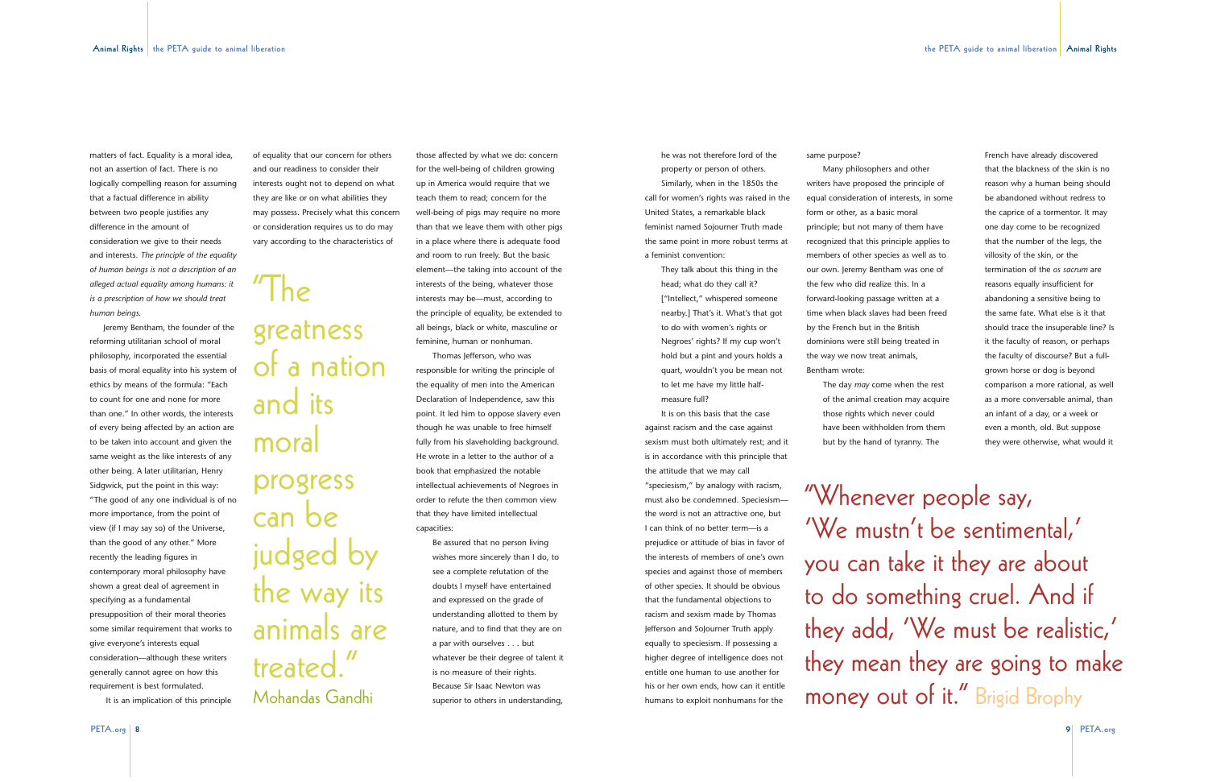matters of fact. Equality is a moral idea, not an assertion of fact. There is no logically compelling reason for assuming that a factual difference in ability between two people justifies any difference in the amount of consideration we give to their needs and interests. *The principle of the equality of human beings is not a description of an alleged actual equality among humans: it is a prescription of how we should treat human beings.*

Jeremy Bentham, the founder of the reforming utilitarian school of moral philosophy, incorporated the essential basis of moral equality into his system of ethics by means of the formula: "Each to count for one and none for more than one." In other words, the interests of every being affected by an action are to be taken into account and given the same weight as the like interests of any other being. A later utilitarian, Henry Sidgwick, put the point in this way: "The good of any one individual is of no more importance, from the point of view (if I may say so) of the Universe, than the good of any other." More recently the leading figures in contemporary moral philosophy have shown a great deal of agreement in specifying as a fundamental presupposition of their moral theories some similar requirement that works to give everyone's interests equal consideration—although these writers generally cannot agree on how this requirement is best formulated.

It is an implication of this principle of equality that our concern for others and our readiness to consider their interests ought not to depend on what they are like or on what abilities they may possess. Precisely what this concern or consideration requires us to do may vary according to the characteristics of

> "The greatness of a nation and its moral progress can be judged by the way its animals are treated." Mohandas Gandhi

those affected by what we do: concern for the well-being of children growing up in America would require that we teach them to read; concern for the well-being of pigs may require no more than that we leave them with other pigs in a place where there is adequate food and room to run freely. But the basic element—the taking into account of the interests of the being, whatever those interests may be—must, according to the principle of equality, be extended to all beings, black or white, masculine or feminine, human or nonhuman.

Thomas Jefferson, who was responsible for writing the principle of the equality of men into the American Declaration of Independence, saw this point. It led him to oppose slavery even though he was unable to free himself fully from his slaveholding background. He wrote in a letter to the author of a book that emphasized the notable intellectual achievements of Negroes in order to refute the then common view that they have limited intellectual capacities:

> Be assured that no person living wishes more sincerely than I do, to see a complete refutation of the doubts I myself have entertained and expressed on the grade of understanding allotted to them by nature, and to find that they are on a par with ourselves . . . but whatever be their degree of talent it is no measure of their rights. Because Sir Isaac Newton was superior to others in understanding, he was not therefore lord of the property or person of others.

Similarly, when in the 1850s the call for women's rights was raised in the United States, a remarkable black feminist named Sojourner Truth made the same point in more robust terms at a feminist convention:

> They talk about this thing in the head; what do they call it? ["Intellect," whispered someone nearby.] That's it. What's that got to do with women's rights or Negroes' rights? If my cup won't hold but a pint and yours holds a quart, wouldn't you be mean not to let me have my little half-measure full?

It is on this basis that the case against racism and the case against sexism must both ultimately rest; and it is in accordance with this principle that the attitude that we may call "speciesism," by analogy with racism, must also be condemned. Speciesism—the word is not an attractive one, but I can think of no better term—is a prejudice or attitude of bias in favor of the interests of members of one's own species and against those of members of other species. It should be obvious that the fundamental objections to racism and sexism made by Thomas Jefferson and Sojourner Truth apply equally to speciesism. If possessing a higher degree of intelligence does not entitle one human to use another for his or her own ends, how can it entitle humans to exploit nonhumans for the same purpose?

Many philosophers and other writers have proposed the principle of equal consideration of interests, in some form or other, as a basic moral principle; but not many of them have recognized that this principle applies to members of other species as well as to our own. Jeremy Bentham was one of the few who did realize this. In a forward-looking passage written at a time when black slaves had been freed by the French but in the British dominions were still being treated in the way we now treat animals, Bentham wrote:

> The day *may* come when the rest of the animal creation may acquire those rights which never could have been withholden from them but by the hand of tyranny. The French have already discovered that the blackness of the skin is no reason why a human being should be abandoned without redress to the caprice of a tormentor. It may one day come to be recognized that the number of the legs, the villosity of the skin, or the termination of the *os sacrum* are reasons equally insufficient for abandoning a sensitive being to the same fate. What else is it that should trace the insuperable line? Is it the faculty of reason, or perhaps the faculty of discourse? But a full-grown horse or dog is beyond comparison a more rational, as well as a more conversable animal, than an infant of a day, or a week or even a month, old. But suppose they were otherwise, what would it

> "Whenever people say, 'We mustn't be sentimental,' you can take it they are about to do something cruel. And if they add, 'We must be realistic,' they mean they are going to make money out of it." Brigid Brophy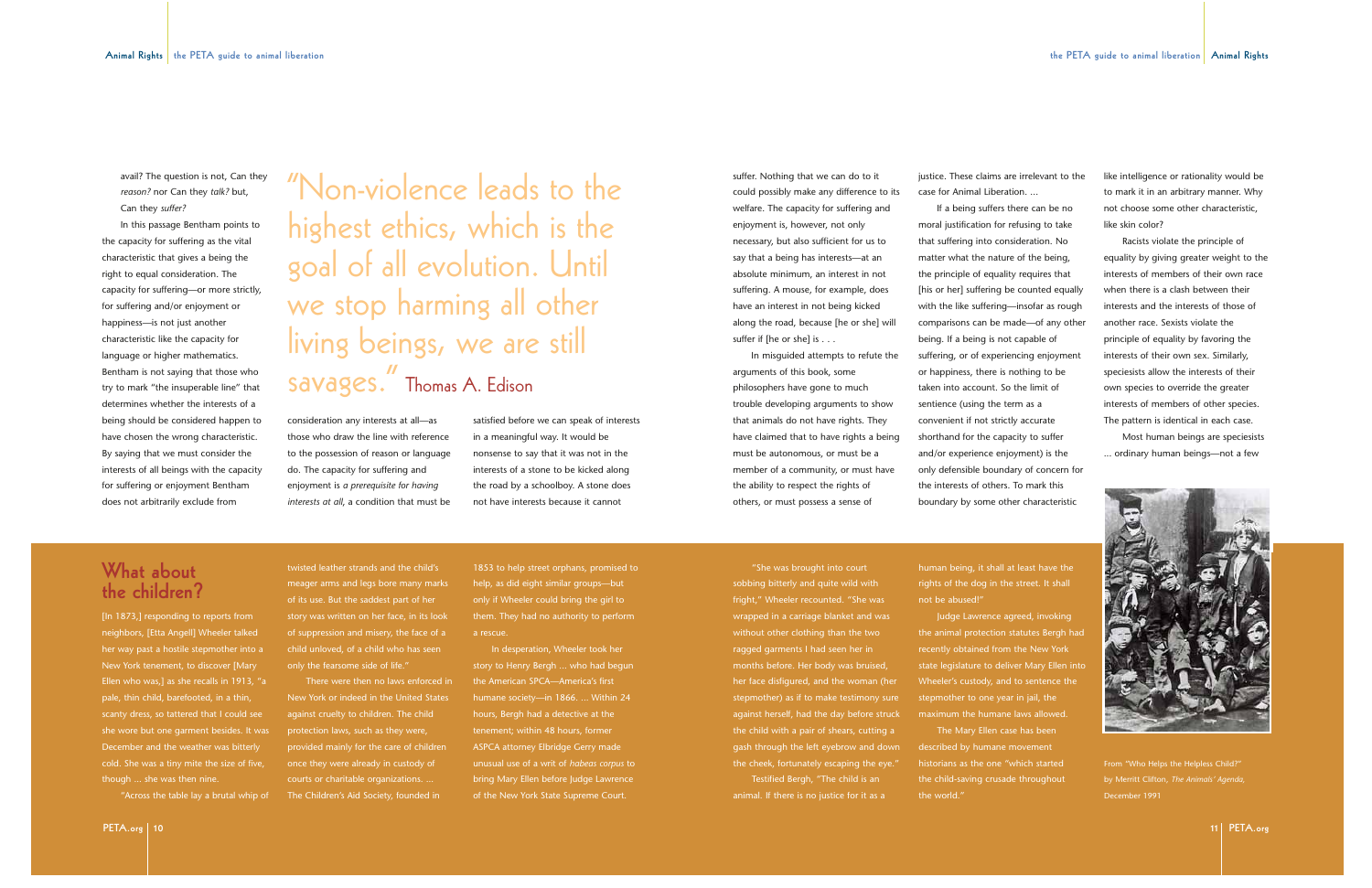avail? The question is not, Can they *reason?* nor Can they *talk?* but, Can they *suffer?*

In this passage Bentham points to the capacity for suffering as the vital characteristic that gives a being the right to equal consideration. The capacity for suffering—or more strictly, for suffering and/or enjoyment or happiness—is not just another characteristic like the capacity for language or higher mathematics. Bentham is not saying that those who try to mark "the insuperable line" that determines whether the interests of a being should be considered happen to have chosen the wrong characteristic. By saying that we must consider the interests of all beings with the capacity for suffering or enjoyment Bentham does not arbitrarily exclude from consideration any interests at all—as those who draw the line with reference to the possession of reason or language do. The capacity for suffering and enjoyment is *a prerequisite for having interests at all*, a condition that must be satisfied before we can speak of interests in a meaningful way. It would be nonsense to say that it was not in the interests of a stone to be kicked along the road by a schoolboy. A stone does not have interests because it cannot suffer. Nothing that we can do to it could possibly make any difference to its welfare. The capacity for suffering and enjoyment is, however, not only necessary, but also sufficient for us to say that a being has interests—at an absolute minimum, an interest in not suffering. A mouse, for example, does have an interest in not being kicked along the road, because [he or she] will suffer if [he or she] is . . .

> "Non-violence leads to the highest ethics, which is the goal of all evolution. Until we stop harming all other living beings, we are still savages." Thomas A. Edison

In misguided attempts to refute the arguments of this book, some philosophers have gone to much trouble developing arguments to show that animals do not have rights. They have claimed that to have rights a being must be autonomous, or must be a member of a community, or must have the ability to respect the rights of others, or must possess a sense of justice. These claims are irrelevant to the case for Animal Liberation. ...

If a being suffers there can be no moral justification for refusing to take that suffering into consideration. No matter what the nature of the being, the principle of equality requires that [his or her] suffering be counted equally with the like suffering—insofar as rough comparisons can be made—of any other being. If a being is not capable of suffering, or of experiencing enjoyment or happiness, there is nothing to be taken into account. So the limit of sentience (using the term as a convenient if not strictly accurate shorthand for the capacity to suffer and/or experience enjoyment) is the only defensible boundary of concern for the interests of others. To mark this boundary by some other characteristic like intelligence or rationality would be to mark it in an arbitrary manner. Why not choose some other characteristic, like skin color?

Racists violate the principle of equality by giving greater weight to the interests of members of their own race when there is a clash between their interests and the interests of those of another race. Sexists violate the principle of equality by favoring the interests of their own sex. Similarly, speciesists allow the interests of their own species to override the greater interests of members of other species. The pattern is identical in each case.

Most human beings are speciesists ... ordinary human beings—not a few

## What about the children?

[In 1873,] responding to reports from neighbors, [Etta Angell] Wheeler talked her way past a hostile stepmother into a New York tenement, to discover [Mary Ellen who was,] as she recalls in 1913, "a pale, thin child, barefooted, in a thin, scanty dress, so tattered that I could see she wore but one garment besides. It was December and the weather was bitterly cold. She was a tiny mite the size of five, though ... she was then nine.

"Across the table lay a brutal whip of twisted leather strands and the child's meager arms and legs bore many marks of its use. But the saddest part of her story was written on her face, in its look of suppression and misery, the face of a child unloved, of a child who has seen only the fearsome side of life."

There were then no laws enforced in New York or indeed in the United States against cruelty to children. The child protection laws, such as they were, provided mainly for the care of children once they were already in custody of courts or charitable organizations. ... The Children's Aid Society, founded in 1853 to help street orphans, promised to help, as did eight similar groups—but only if Wheeler could bring the girl to them. They had no authority to perform a rescue.

In desperation, Wheeler took her story to Henry Bergh ... who had begun the American SPCA—America's first humane society—in 1866. ... Within 24 hours, Bergh had a detective at the tenement; within 48 hours, former ASPCA attorney Elbridge Gerry made unusual use of a writ of *habeas corpus* to bring Mary Ellen before Judge Lawrence of the New York State Supreme Court.

"She was brought into court sobbing bitterly and quite wild with fright," Wheeler recounted. "She was wrapped in a carriage blanket and was without other clothing than the two ragged garments I had seen her in months before. Her body was bruised, her face disfigured, and the woman (her stepmother) as if to make testimony sure against herself, had the day before struck the child with a pair of shears, cutting a gash through the left eyebrow and down the cheek, fortunately escaping the eye."

Testified Bergh, "The child is an animal. If there is no justice for it as a human being, it shall at least have the rights of the dog in the street. It shall not be abused!"

Judge Lawrence agreed, invoking the animal protection statutes Bergh had recently obtained from the New York state legislature to deliver Mary Ellen into Wheeler's custody, and to sentence the stepmother to one year in jail, the maximum the humane laws allowed.

The Mary Ellen case has been described by humane movement historians as the one "which started the child-saving crusade throughout the world."

From "Who Helps the Helpless Child?" by Merritt Clifton, *The Animals' Agenda*, December 1991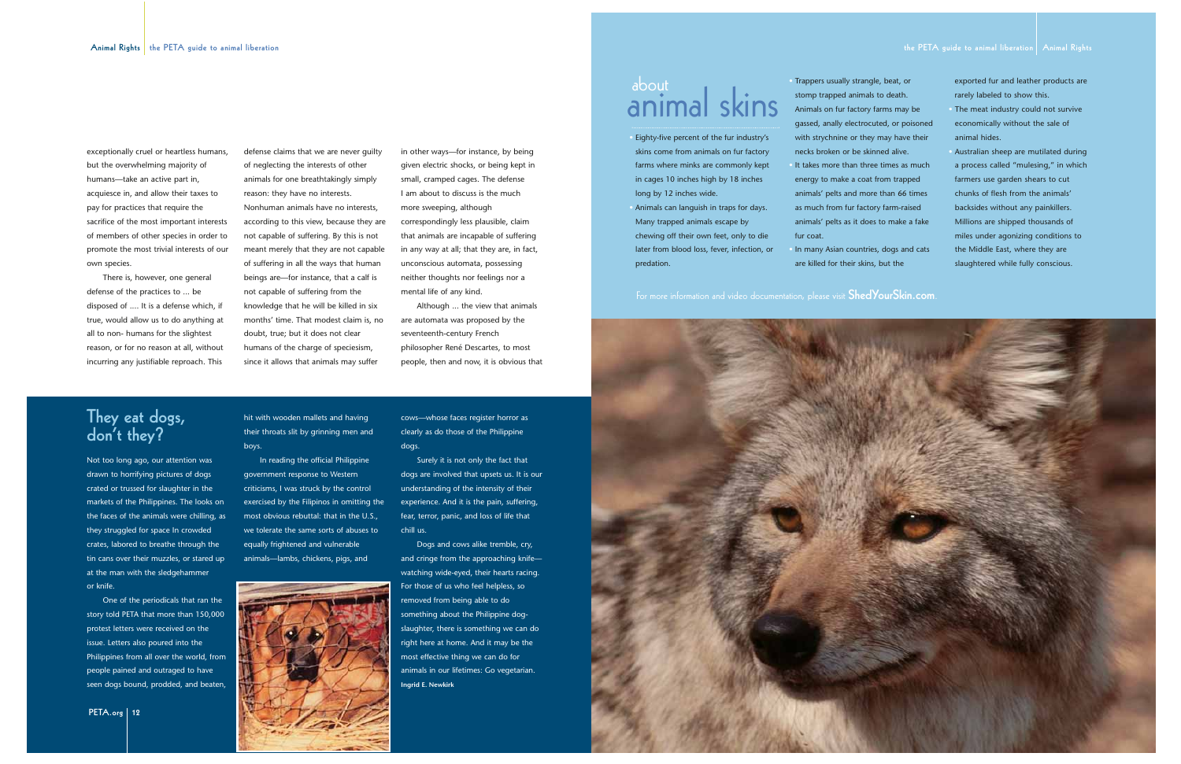exceptionally cruel or heartless humans, but the overwhelming majority of humans—take an active part in, acquiesce in, and allow their taxes to pay for practices that require the sacrifice of the most important interests of members of other species in order to promote the most trivial interests of our own species.

There is, however, one general defense of the practices to ... be disposed of .... It is a defense which, if true, would allow us to do anything at all to non- humans for the slightest reason, or for no reason at all, without incurring any justifiable reproach. This defense claims that we are never guilty of neglecting the interests of other animals for one breathtakingly simply reason: they have no interests. Nonhuman animals have no interests, according to this view, because they are not capable of suffering. By this is not meant merely that they are not capable of suffering in all the ways that human beings are—for instance, that a calf is not capable of suffering from the knowledge that he will be killed in six months' time. That modest claim is, no doubt, true; but it does not clear humans of the charge of speciesism, since it allows that animals may suffer in other ways—for instance, by being given electric shocks, or being kept in small, cramped cages. The defense I am about to discuss is the much more sweeping, although correspondingly less plausible, claim that animals are incapable of suffering in any way at all; that they are, in fact, unconscious automata, possessing neither thoughts nor feelings nor a mental life of any kind.

Although ... the view that animals are automata was proposed by the seventeenth-century French philosopher René Descartes, to most people, then and now, it is obvious that

## They eat dogs, don't they?

Not too long ago, our attention was drawn to horrifying pictures of dogs crated or trussed for slaughter in the markets of the Philippines. The looks on the faces of the animals were chilling, as they struggled for space In crowded crates, labored to breathe through the tin cans over their muzzles, or stared up at the man with the sledgehammer or knife.

One of the periodicals that ran the story told PETA that more than 150,000 protest letters were received on the issue. Letters also poured into the Philippines from all over the world, from people pained and outraged to have seen dogs bound, prodded, and beaten, hit with wooden mallets and having their throats slit by grinning men and boys.

In reading the official Philippine government response to Western criticisms, I was struck by the control exercised by the Filipinos in omitting the most obvious rebuttal: that in the U.S., we tolerate the same sorts of abuses to equally frightened and vulnerable animals—lambs, chickens, pigs, and cows—whose faces register horror as clearly as do those of the Philippine dogs.

Surely it is not only the fact that dogs are involved that upsets us. It is our understanding of the intensity of their experience. And it is the pain, suffering, fear, terror, panic, and loss of life that chill us.

Dogs and cows alike tremble, cry, and cringe from the approaching knife—watching wide-eyed, their hearts racing. For those of us who feel helpless, so removed from being able to do something about the Philippine dog-slaughter, there is something we can do right here at home. And it may be the most effective thing we can do for animals in our lifetimes: Go vegetarian.

**Ingrid E. Newkirk**

## about animal skins

- Eighty-five percent of the fur industry's skins come from animals on fur factory farms where minks are commonly kept in cages 10 inches high by 18 inches long by 12 inches wide.
- Animals can languish in traps for days. Many trapped animals escape by chewing off their own feet, only to die later from blood loss, fever, infection, or predation.
- Trappers usually strangle, beat, or stomp trapped animals to death. Animals on fur factory farms may be gassed, anally electrocuted, or poisoned with strychnine or they may have their necks broken or be skinned alive.
- It takes more than three times as much energy to make a coat from trapped animals' pelts and more than 66 times as much from fur factory farm-raised animals' pelts as it does to make a fake fur coat.
- In many Asian countries, dogs and cats are killed for their skins, but the exported fur and leather products are rarely labeled to show this.
- The meat industry could not survive economically without the sale of animal hides.
- Australian sheep are mutilated during a process called "mulesing," in which farmers use garden shears to cut chunks of flesh from the animals' backsides without any painkillers. Millions are shipped thousands of miles under agonizing conditions to the Middle East, where they are slaughtered while fully conscious.

For more information and video documentation, please visit **ShedYourSkin.com**.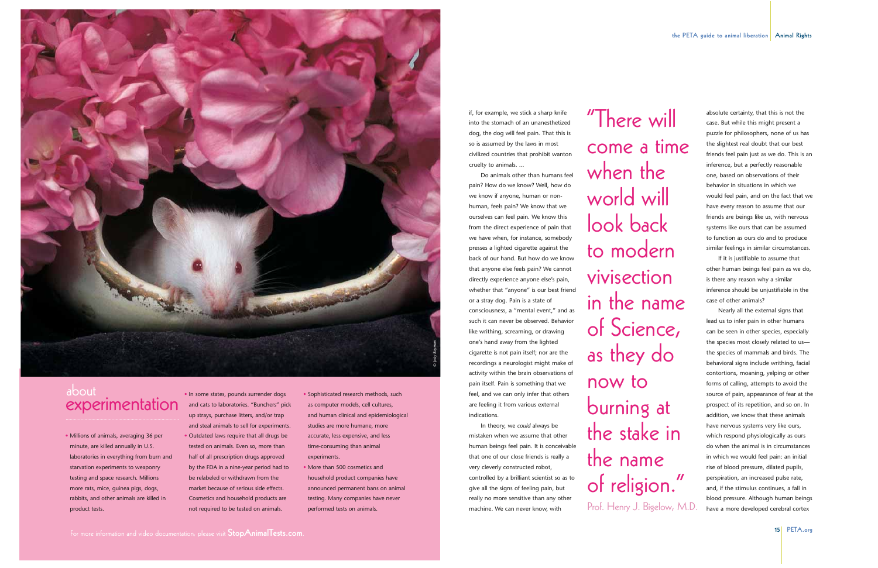## about experimentation

- Millions of animals, averaging 36 per minute, are killed annually in U.S. laboratories in everything from burn and starvation experiments to weaponry testing and space research. Millions more rats, mice, guinea pigs, dogs, rabbits, and other animals are killed in product tests.
- In some states, pounds surrender dogs and cats to laboratories. "Bunchers" pick up strays, purchase litters, and/or trap and steal animals to sell for experiments.
- Outdated laws require that all drugs be tested on animals. Even so, more than half of all prescription drugs approved by the FDA in a nine-year period had to be relabeled or withdrawn from the market because of serious side effects. Cosmetics and household products are not required to be tested on animals.
- Sophisticated research methods, such as computer models, cell cultures, and human clinical and epidemiological studies are more humane, more accurate, less expensive, and less time-consuming than animal experiments.
- More than 500 cosmetics and household product companies have announced permanent bans on animal testing. Many companies have never performed tests on animals.

For more information and video documentation, please visit **StopAnimalTests.com**.

if, for example, we stick a sharp knife into the stomach of an unanesthetized dog, the dog will feel pain. That this is so is assumed by the laws in most civilized countries that prohibit wanton cruelty to animals. ...

Do animals other than humans feel pain? How do we know? Well, how do we know if anyone, human or non-human, feels pain? We know that we ourselves can feel pain. We know this from the direct experience of pain that we have when, for instance, somebody presses a lighted cigarette against the back of our hand. But how do we know that anyone else feels pain? We cannot directly experience anyone else's pain, whether that "anyone" is our best friend or a stray dog. Pain is a state of consciousness, a "mental event," and as such it can never be observed. Behavior like writhing, screaming, or drawing one's hand away from the lighted cigarette is not pain itself; nor are the recordings a neurologist might make of activity within the brain observations of pain itself. Pain is something that we feel, and we can only infer that others are feeling it from various external indications.

In theory, we *could* always be mistaken when we assume that other human beings feel pain. It is conceivable that one of our close friends is really a very cleverly constructed robot, controlled by a brilliant scientist so as to give all the signs of feeling pain, but really no more sensitive than any other machine. We can never know, with absolute certainty, that this is not the case. But while this might present a puzzle for philosophers, none of us has the slightest real doubt that our best friends feel pain just as we do. This is an inference, but a perfectly reasonable one, based on observations of their behavior in situations in which we would feel pain, and on the fact that we have every reason to assume that our friends are beings like us, with nervous systems like ours that can be assumed to function as ours do and to produce similar feelings in similar circumstances.

> "There will come a time when the world will look back to modern vivisection in the name of Science, as they do now to burning at the stake in the name of religion."
>
> Prof. Henry J. Bigelow, M.D.

If it is justifiable to assume that other human beings feel pain as we do, is there any reason why a similar inference should be unjustifiable in the case of other animals?

Nearly all the external signs that lead us to infer pain in other humans can be seen in other species, especially the species most closely related to us—the species of mammals and birds. The behavioral signs include writhing, facial contortions, moaning, yelping or other forms of calling, attempts to avoid the source of pain, appearance of fear at the prospect of its repetition, and so on. In addition, we know that these animals have nervous systems very like ours, which respond physiologically as ours do when the animal is in circumstances in which we would feel pain: an initial rise of blood pressure, dilated pupils, perspiration, an increased pulse rate, and, if the stimulus continues, a fall in blood pressure. Although human beings have a more developed cerebral cortex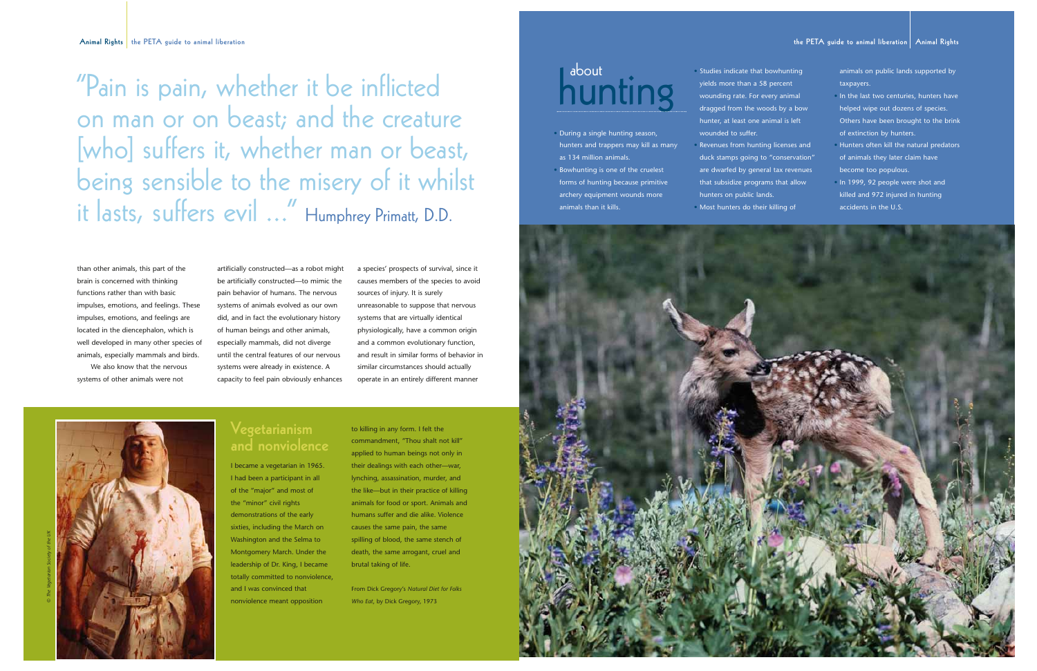"Pain is pain, whether it be inflicted on man or on beast; and the creature [who] suffers it, whether man or beast, being sensible to the misery of it whilst it lasts, suffers evil ..." Humphrey Primatt, D.D.

than other animals, this part of the brain is concerned with thinking functions rather than with basic impulses, emotions, and feelings. These impulses, emotions, and feelings are located in the diencephalon, which is well developed in many other species of animals, especially mammals and birds.

We also know that the nervous systems of other animals were not artificially constructed—as a robot might be artificially constructed—to mimic the pain behavior of humans. The nervous systems of animals evolved as our own did, and in fact the evolutionary history of human beings and other animals, especially mammals, did not diverge until the central features of our nervous systems were already in existence. A capacity to feel pain obviously enhances a species' prospects of survival, since it causes members of the species to avoid sources of injury. It is surely unreasonable to suppose that nervous systems that are virtually identical physiologically, have a common origin and a common evolutionary function, and result in similar forms of behavior in similar circumstances should actually operate in an entirely different manner

## Vegetarianism and nonviolence

I became a vegetarian in 1965. I had been a participant in all of the "major" and most of the "minor" civil rights demonstrations of the early sixties, including the March on Washington and the Selma to Montgomery March. Under the leadership of Dr. King, I became totally committed to nonviolence, and I was convinced that nonviolence meant opposition to killing in any form. I felt the commandment, "Thou shalt not kill" applied to human beings not only in their dealings with each other—war, lynching, assassination, murder, and the like—but in their practice of killing animals for food or sport. Animals and humans suffer and die alike. Violence causes the same pain, the same spilling of blood, the same stench of death, the same arrogant, cruel and brutal taking of life.

From Dick Gregory's *Natural Diet for Folks Who Eat*, by Dick Gregory, 1973

© The Vegetarian Society of the UK

## about hunting

- During a single hunting season, hunters and trappers may kill as many as 134 million animals.
- Bowhunting is one of the cruelest forms of hunting because primitive archery equipment wounds more animals than it kills.
- Studies indicate that bowhunting yields more than a 58 percent wounding rate. For every animal dragged from the woods by a bow hunter, at least one animal is left wounded to suffer.
- Revenues from hunting licenses and duck stamps going to "conservation" are dwarfed by general tax revenues that subsidize programs that allow hunters on public lands.
- Most hunters do their killing of animals on public lands supported by taxpayers.
- In the last two centuries, hunters have helped wipe out dozens of species. Others have been brought to the brink of extinction by hunters.
- Hunters often kill the natural predators of animals they later claim have become too populous.
- In 1999, 92 people were shot and killed and 972 injured in hunting accidents in the U.S.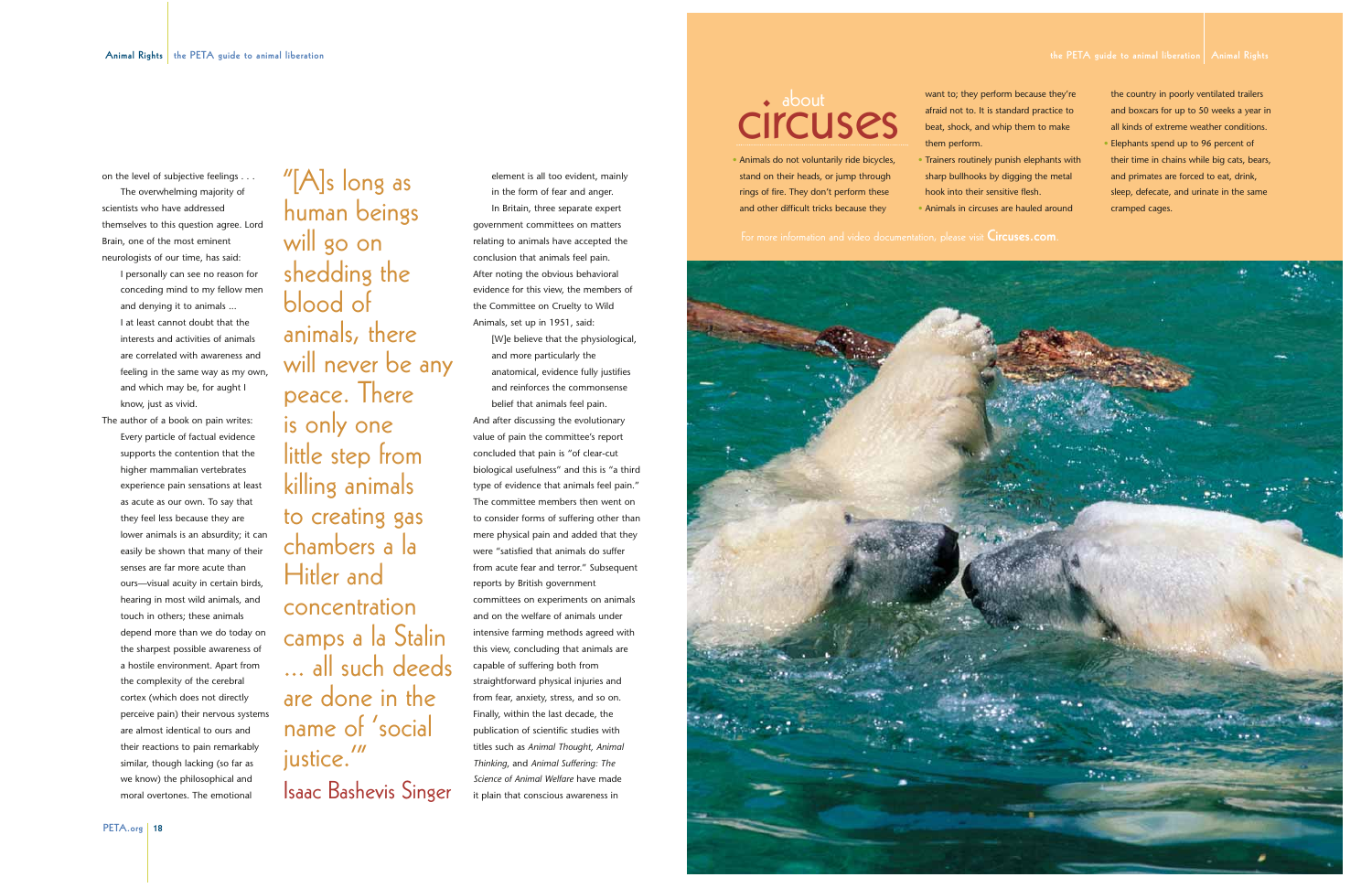on the level of subjective feelings . . .

The overwhelming majority of scientists who have addressed themselves to this question agree. Lord Brain, one of the most eminent neurologists of our time, has said:

> I personally can see no reason for conceding mind to my fellow men and denying it to animals ... I at least cannot doubt that the interests and activities of animals are correlated with awareness and feeling in the same way as my own, and which may be, for aught I know, just as vivid.

The author of a book on pain writes:

> Every particle of factual evidence supports the contention that the higher mammalian vertebrates experience pain sensations at least as acute as our own. To say that they feel less because they are lower animals is an absurdity; it can easily be shown that many of their senses are far more acute than ours—visual acuity in certain birds, hearing in most wild animals, and touch in others; these animals depend more than we do today on the sharpest possible awareness of a hostile environment. Apart from the complexity of the cerebral cortex (which does not directly perceive pain) their nervous systems are almost identical to ours and their reactions to pain remarkably similar, though lacking (so far as we know) the philosophical and moral overtones. The emotional element is all too evident, mainly in the form of fear and anger.

In Britain, three separate expert government committees on matters relating to animals have accepted the conclusion that animals feel pain. After noting the obvious behavioral evidence for this view, the members of the Committee on Cruelty to Wild Animals, set up in 1951, said:

> [W]e believe that the physiological, and more particularly the anatomical, evidence fully justifies and reinforces the commonsense belief that animals feel pain.

And after discussing the evolutionary value of pain the committee's report concluded that pain is "of clear-cut biological usefulness" and this is "a third type of evidence that animals feel pain." The committee members then went on to consider forms of suffering other than mere physical pain and added that they were "satisfied that animals do suffer from acute fear and terror." Subsequent reports by British government committees on experiments on animals and on the welfare of animals under intensive farming methods agreed with this view, concluding that animals are capable of suffering both from straightforward physical injuries and from fear, anxiety, stress, and so on. Finally, within the last decade, the publication of scientific studies with titles such as *Animal Thought*, *Animal Thinking*, and *Animal Suffering: The Science of Animal Welfare* have made it plain that conscious awareness in

> "[A]s long as human beings will go on shedding the blood of animals, there will never be any peace. There is only one little step from killing animals to creating gas chambers a la Hitler and concentration camps a la Stalin ... all such deeds are done in the name of 'social justice.'"
>
> Isaac Bashevis Singer

## about circuses

- Animals do not voluntarily ride bicycles, stand on their heads, or jump through rings of fire. They don't perform these and other difficult tricks because they want to; they perform because they're afraid not to. It is standard practice to beat, shock, and whip them to make them perform.
- Trainers routinely punish elephants with sharp bullhooks by digging the metal hook into their sensitive flesh.
- Animals in circuses are hauled around the country in poorly ventilated trailers and boxcars for up to 50 weeks a year in all kinds of extreme weather conditions.
- Elephants spend up to 96 percent of their time in chains while big cats, bears, and primates are forced to eat, drink, sleep, defecate, and urinate in the same cramped cages.

For more information and video documentation, please visit **Circuses.com**.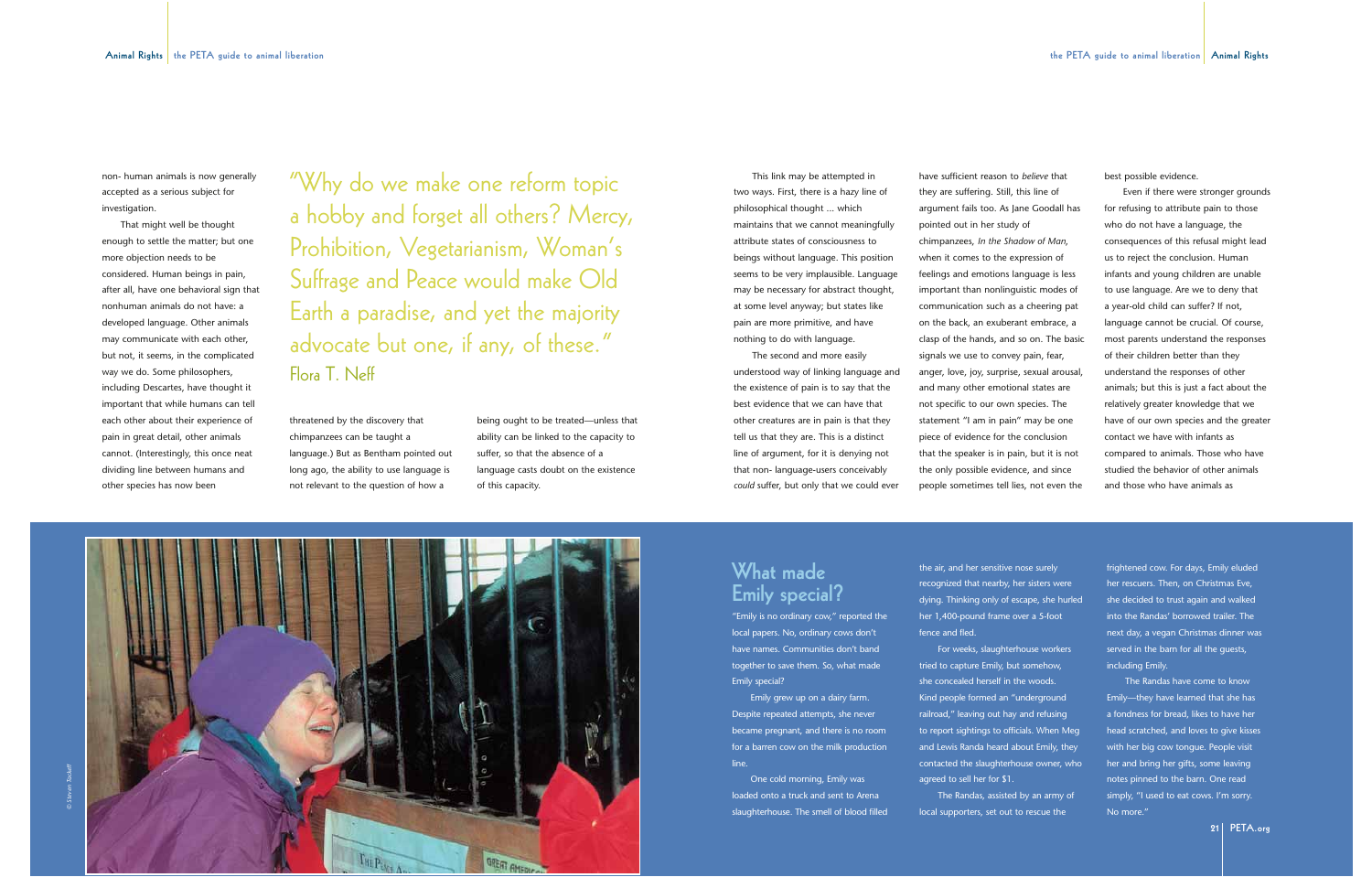non- human animals is now generally accepted as a serious subject for investigation.

That might well be thought enough to settle the matter; but one more objection needs to be considered. Human beings in pain, after all, have one behavioral sign that nonhuman animals do not have: a developed language. Other animals may communicate with each other, but not, it seems, in the complicated way we do. Some philosophers, including Descartes, have thought it important that while humans can tell each other about their experience of pain in great detail, other animals cannot. (Interestingly, this once neat dividing line between humans and other species has now been threatened by the discovery that chimpanzees can be taught a language.) But as Bentham pointed out long ago, the ability to use language is not relevant to the question of how a being ought to be treated—unless that ability can be linked to the capacity to suffer, so that the absence of a language casts doubt on the existence of this capacity.

> "Why do we make one reform topic a hobby and forget all others? Mercy, Prohibition, Vegetarianism, Woman's Suffrage and Peace would make Old Earth a paradise, and yet the majority advocate but one, if any, of these."
> Flora T. Neff

This link may be attempted in two ways. First, there is a hazy line of philosophical thought ... which maintains that we cannot meaningfully attribute states of consciousness to beings without language. This position seems to be very implausible. Language may be necessary for abstract thought, at some level anyway; but states like pain are more primitive, and have nothing to do with language.

The second and more easily understood way of linking language and the existence of pain is to say that the best evidence that we can have that other creatures are in pain is that they tell us that they are. This is a distinct line of argument, for it is denying not that non- language-users conceivably *could* suffer, but only that we could ever have sufficient reason to *believe* that they are suffering. Still, this line of argument fails too. As Jane Goodall has pointed out in her study of chimpanzees, *In the Shadow of Man*, when it comes to the expression of feelings and emotions language is less important than nonlinguistic modes of communication such as a cheering pat on the back, an exuberant embrace, a clasp of the hands, and so on. The basic signals we use to convey pain, fear, anger, love, joy, surprise, sexual arousal, and many other emotional states are not specific to our own species. The statement "I am in pain" may be one piece of evidence for the conclusion that the speaker is in pain, but it is not the only possible evidence, and since people sometimes tell lies, not even the best possible evidence.

Even if there were stronger grounds for refusing to attribute pain to those who do not have a language, the consequences of this refusal might lead us to reject the conclusion. Human infants and young children are unable to use language. Are we to deny that a year-old child can suffer? If not, language cannot be crucial. Of course, most parents understand the responses of their children better than they understand the responses of other animals; but this is just a fact about the relatively greater knowledge that we have of our own species and the greater contact we have with infants as compared to animals. Those who have studied the behavior of other animals and those who have animals as

## What made Emily special?

"Emily is no ordinary cow," reported the local papers. No, ordinary cows don't have names. Communities don't band together to save them. So, what made Emily special?

Emily grew up on a dairy farm. Despite repeated attempts, she never became pregnant, and there is no room for a barren cow on the milk production line.

One cold morning, Emily was loaded onto a truck and sent to Arena slaughterhouse. The smell of blood filled the air, and her sensitive nose surely recognized that nearby, her sisters were dying. Thinking only of escape, she hurled her 1,400-pound frame over a 5-foot fence and fled.

For weeks, slaughterhouse workers tried to capture Emily, but somehow, she concealed herself in the woods. Kind people formed an "underground railroad," leaving out hay and refusing to report sightings to officials. When Meg and Lewis Randa heard about Emily, they contacted the slaughterhouse owner, who agreed to sell her for $1.

The Randas, assisted by an army of local supporters, set out to rescue the frightened cow. For days, Emily eluded her rescuers. Then, on Christmas Eve, she decided to trust again and walked into the Randas' borrowed trailer. The next day, a vegan Christmas dinner was served in the barn for all the guests, including Emily.

The Randas have come to know Emily—they have learned that she has a fondness for bread, likes to have her head scratched, and loves to give kisses with her big cow tongue. People visit her and bring her gifts, some leaving notes pinned to the barn. One read simply, "I used to eat cows. I'm sorry. No more."

© Steven Tackeff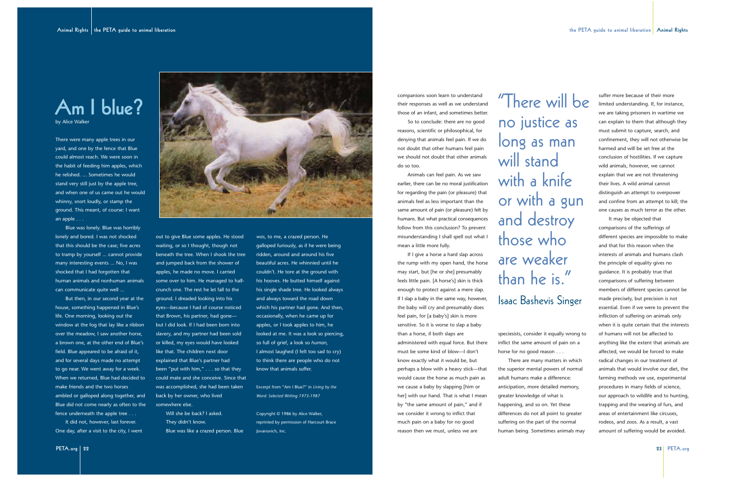# Am I blue?

by Alice Walker

There were many apple trees in our yard, and one by the fence that Blue could almost reach. We were soon in the habit of feeding him apples, which he relished. ... Sometimes he would stand very still just by the apple tree, and when one of us came out he would whinny, snort loudly, or stamp the ground. This meant, of course: I want an apple . . .

Blue was lonely. Blue was horribly lonely and bored. I was not shocked that this should be the case; five acres to tramp by yourself ... cannot provide many interesting events ... No, I was shocked that I had forgotten that human animals and nonhuman animals can communicate quite well ...

But then, in our second year at the house, something happened in Blue's life. One morning, looking out the window at the fog that lay like a ribbon over the meadow, I saw another horse, a brown one, at the other end of Blue's field. Blue appeared to be afraid of it, and for several days made no attempt to go near. We went away for a week. When we returned, Blue had decided to make friends and the two horses ambled or galloped along together, and Blue did not come nearly as often to the fence underneath the apple tree . . .

It did not, however, last forever. One day, after a visit to the city, I went out to give Blue some apples. He stood waiting, or so I thought, though not beneath the tree. When I shook the tree and jumped back from the shower of apples, he made no move. I carried some over to him. He managed to half-crunch one. The rest he let fall to the ground. I dreaded looking into his eyes—because I had of course noticed that Brown, his partner, had gone—but I did look. If I had been born into slavery, and my partner had been sold or killed, my eyes would have looked like that. The children next door explained that Blue's partner had been "put with him," . . . so that they could mate and she conceive. Since that was accomplished, she had been taken back by her owner, who lived somewhere else.

Will she be back? I asked.

They didn't know.

Blue was like a crazed person. Blue *was*, to me, a crazed person. He galloped furiously, as if he were being ridden, around and around his five beautiful acres. He whinnied until he couldn't. He tore at the ground with his hooves. He butted himself against his single shade tree. He looked always and always toward the road down which his partner had gone. And then, occasionally, when he came up for apples, or I took apples to him, he looked at me. It was a look so piercing, so full of grief, a look so *human*, I almost laughed (I felt too sad to cry) to think there are people who do not know that animals suffer.

*Excerpt from "Am I Blue?" in Living by the Word: Selected Writing 1973-1987*

Copyright © 1986 by Alice Walker, reprinted by permission of Harcourt Brace Jovanovich, Inc.

companions soon learn to understand their responses as well as we understand those of an infant, and sometimes better.

So to conclude: there are no good reasons, scientific or philosophical, for denying that animals feel pain. If we do not doubt that other humans feel pain we should not doubt that other animals do so too.

Animals can feel pain. As we saw earlier, there can be no moral justification for regarding the pain (or pleasure) that animals feel as less important than the same amount of pain (or pleasure) felt by humans. But what practical consequences follow from this conclusion? To prevent misunderstanding I shall spell out what I mean a little more fully.

If I give a horse a hard slap across the rump with my open hand, the horse may start, but [he or she] presumably feels little pain. [A horse's] skin is thick enough to protect against a mere slap. If I slap a baby in the same way, however, the baby will cry and presumably does feel pain, for [a baby's] skin is more sensitive. So it is worse to slap a baby than a horse, if both slaps are administered with equal force. But there must be some kind of blow—I don't know exactly what it would be, but perhaps a blow with a heavy stick—that would cause the horse as much pain as we cause a baby by slapping [him or her] with our hand. That is what I mean by "the same amount of pain," and if we consider it wrong to inflict that much pain on a baby for no good reason then we must, unless we are speciesists, consider it equally wrong to inflict the same amount of pain on a horse for no good reason . . .

> "There will be no justice as long as man will stand with a knife or with a gun and destroy those who are weaker than he is."
>
> Isaac Bashevis Singer

There are many matters in which the superior mental powers of normal adult humans make a difference: anticipation, more detailed memory, greater knowledge of what is happening, and so on. Yet these differences do not all point to greater suffering on the part of the normal human being. Sometimes animals may suffer more because of their more limited understanding. If, for instance, we are taking prisoners in wartime we can explain to them that although they must submit to capture, search, and confinement, they will not otherwise be harmed and will be set free at the conclusion of hostilities. If we capture wild animals, however, we cannot explain that we are not threatening their lives. A wild animal cannot distinguish an attempt to overpower and confine from an attempt to kill; the one causes as much terror as the other.

It may be objected that comparisons of the sufferings of different species are impossible to make and that for this reason when the interests of animals and humans clash the principle of equality gives no guidance. It is probably true that comparisons of suffering between members of different species cannot be made precisely, but precision is not essential. Even if we were to prevent the infliction of suffering on animals only when it is quite certain that the interests of humans will not be affected to anything like the extent that animals are affected, we would be forced to make radical changes in our treatment of animals that would involve our diet, the farming methods we use, experimental procedures in many fields of science, our approach to wildlife and to hunting, trapping and the wearing of furs, and areas of entertainment like circuses, rodeos, and zoos. As a result, a vast amount of suffering would be avoided.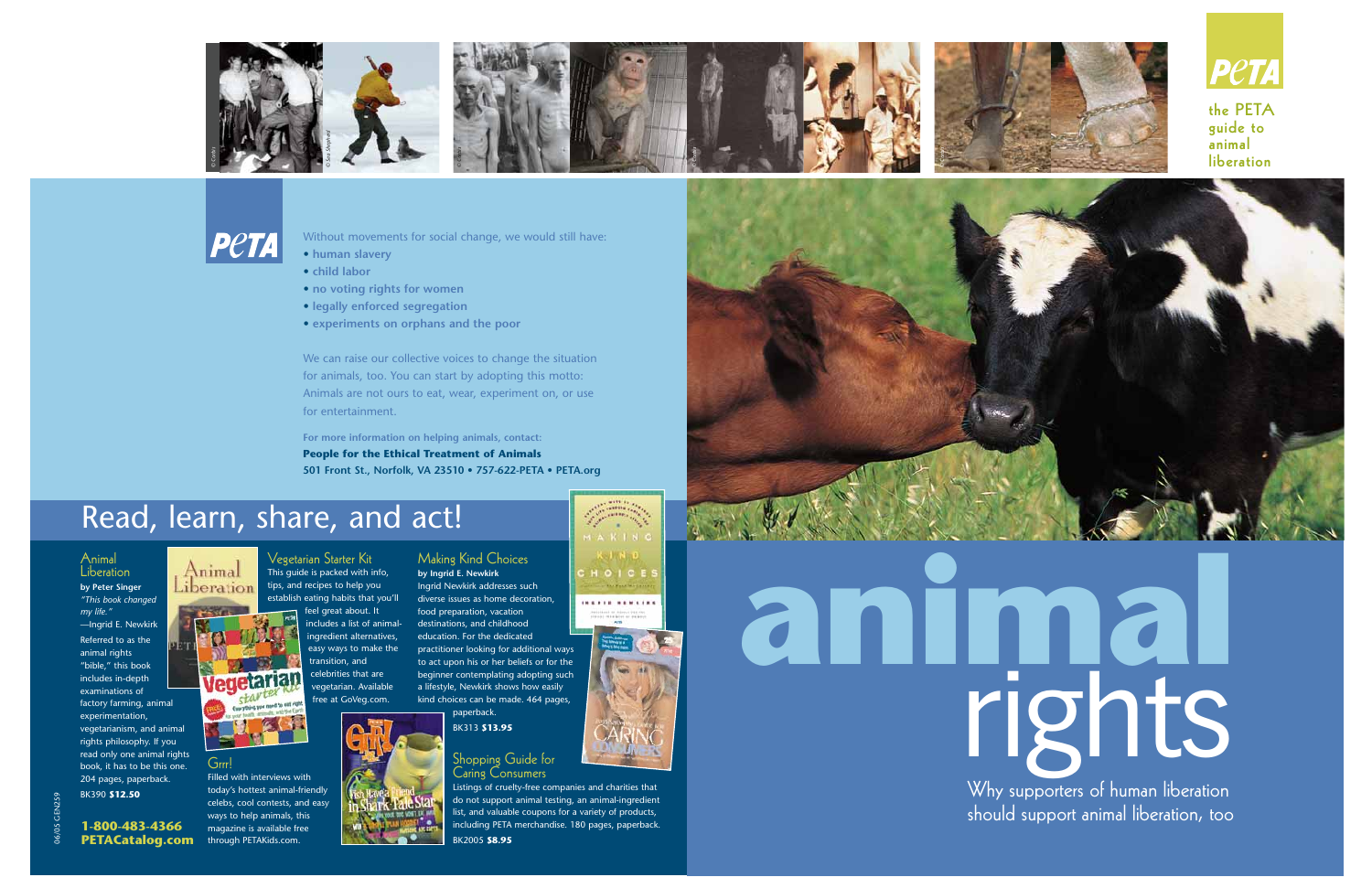PeTA

the PETA guide to animal liberation

PeTA

Without movements for social change, we would still have:

- human slavery
- child labor
- no voting rights for women
- legally enforced segregation
- experiments on orphans and the poor

We can raise our collective voices to change the situation for animals, too. You can start by adopting this motto: Animals are not ours to eat, wear, experiment on, or use for entertainment.

**For more information on helping animals, contact:**
**People for the Ethical Treatment of Animals**
**501 Front St., Norfolk, VA 23510 • 757-622-PETA • PETA.org**

# animal rights

Why supporters of human liberation should support animal liberation, too

## Read, learn, share, and act!

### Animal Liberation

**by Peter Singer**

*"This book changed my life."*
—Ingrid E. Newkirk

Referred to as the animal rights "bible," this book includes in-depth examinations of factory farming, animal experimentation, vegetarianism, and animal rights philosophy. If you read only one animal rights book, it has to be this one. 204 pages, paperback.

BK390 **$12.50**

### Vegetarian Starter Kit

This guide is packed with info, tips, and recipes to help you establish eating habits that you'll feel great about. It includes a list of animal-ingredient alternatives, easy ways to make the transition, and celebrities that are vegetarian. Available free at GoVeg.com.

### Grrr!

Filled with interviews with today's hottest animal-friendly celebs, cool contests, and easy ways to help animals, this magazine is available free through PETAKids.com.

### Making Kind Choices

**by Ingrid E. Newkirk**

Ingrid Newkirk addresses such diverse issues as home decoration, food preparation, vacation destinations, and childhood education. For the dedicated practitioner looking for additional ways to act upon his or her beliefs or for the beginner contemplating adopting such a lifestyle, Newkirk shows how easily kind choices can be made. 464 pages, paperback.

BK313 **$13.95**

### Shopping Guide for Caring Consumers

Listings of cruelty-free companies and charities that do not support animal testing, an animal-ingredient list, and valuable coupons for a variety of products, including PETA merchandise. 180 pages, paperback.

BK2005 **$8.95**

**1-800-483-4366**
**PETACatalog.com**

06/05 GEN259